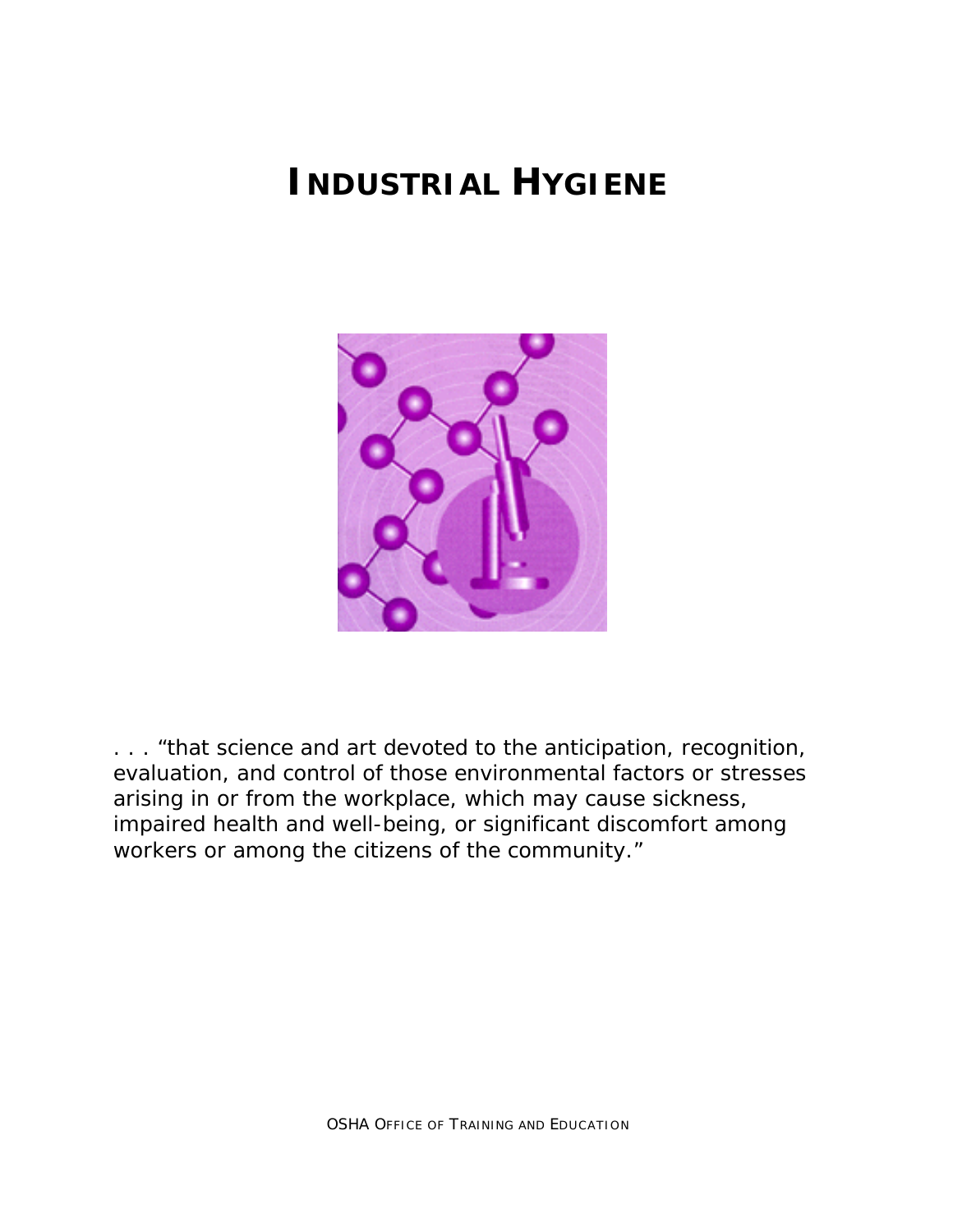# INDUSTRIAL HYGIENE

. . . "that science and art devoted to the anticipation, recognition, evaluation, and control of those environmental factors or stresses arising in or from the workplace, which may cause sickness, impaired health and well-being, or significant discomfort among workers or among the citizens of the community."

OSHA OFFICE OF TRAINING AND EDUCATION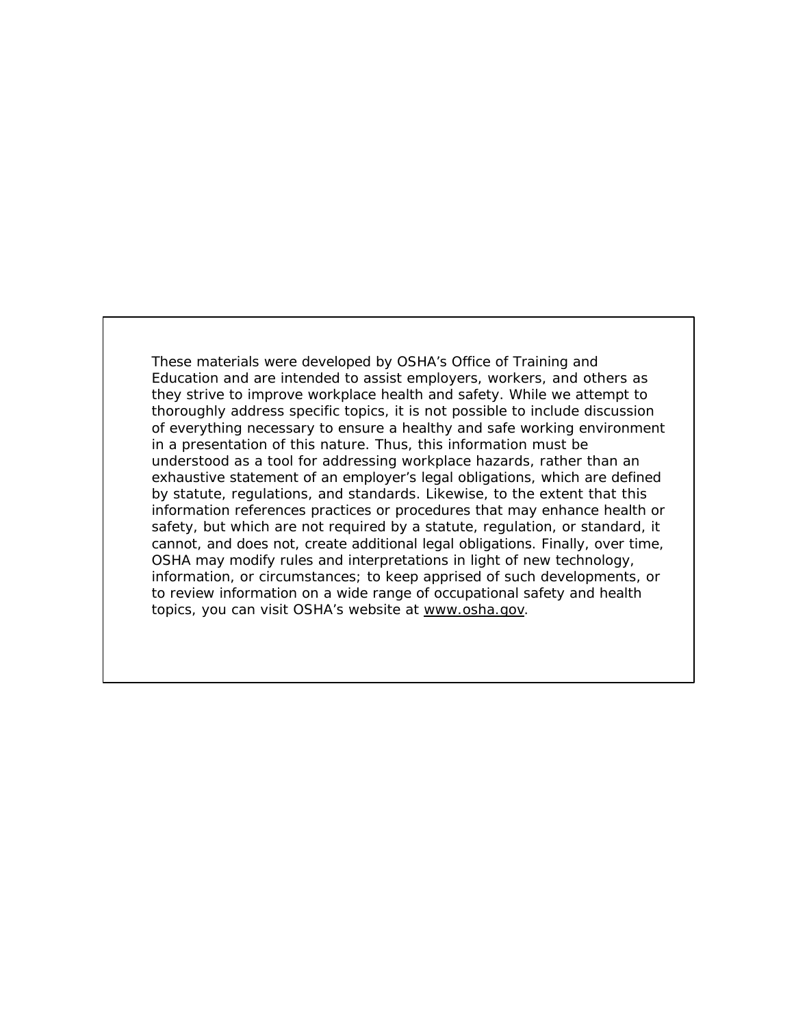These materials were developed by OSHA's Office of Training and Education and are intended to assist employers, workers, and others as they strive to improve workplace health and safety. While we attempt to thoroughly address specific topics, it is not possible to include discussion of everything necessary to ensure a healthy and safe working environment in a presentation of this nature. Thus, this information must be understood as a tool for addressing workplace hazards, rather than an exhaustive statement of an employer's legal obligations, which are defined by statute, regulations, and standards. Likewise, to the extent that this information references practices or procedures that may enhance health or safety, but which are not required by a statute, regulation, or standard, it cannot, and does not, create additional legal obligations. Finally, over time, OSHA may modify rules and interpretations in light of new technology, information, or circumstances; to keep apprised of such developments, or to review information on a wide range of occupational safety and health topics, you can visit OSHA's website at www.osha.gov.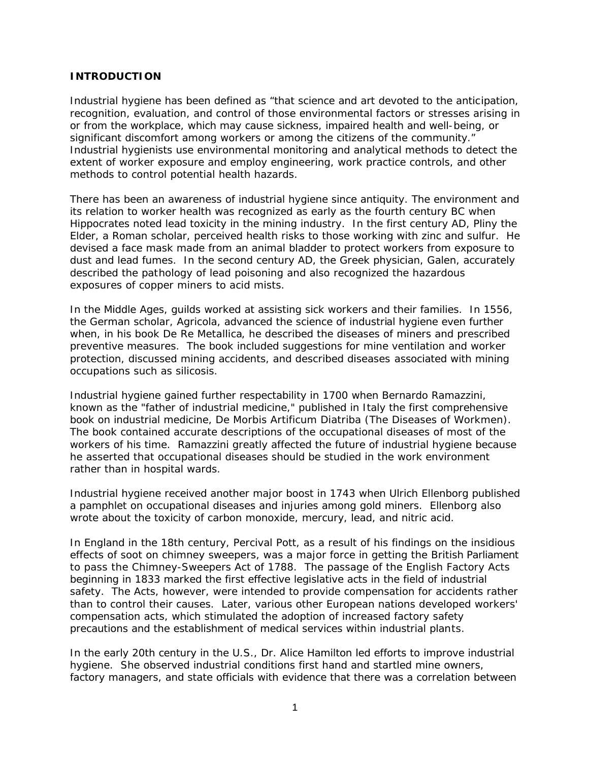## INTRODUCTION

Industrial hygiene has been defined as "that science and art devoted to the anticipation, recognition, evaluation, and control of those environmental factors or stresses arising in or from the workplace, which may cause sickness, impaired health and well-being, or significant discomfort among workers or among the citizens of the community." Industrial hygienists use environmental monitoring and analytical methods to detect the extent of worker exposure and employ engineering, work practice controls, and other methods to control potential health hazards.

There has been an awareness of industrial hygiene since antiquity. The environment and its relation to worker health was recognized as early as the fourth century BC when Hippocrates noted lead toxicity in the mining industry. In the first century AD, Pliny the Elder, a Roman scholar, perceived health risks to those working with zinc and sulfur. He devised a face mask made from an animal bladder to protect workers from exposure to dust and lead fumes. In the second century AD, the Greek physician, Galen, accurately described the pathology of lead poisoning and also recognized the hazardous exposures of copper miners to acid mists.

In the Middle Ages, guilds worked at assisting sick workers and their families. In 1556, the German scholar, Agricola, advanced the science of industrial hygiene even further when, in his book De Re Metallica, he described the diseases of miners and prescribed preventive measures. The book included suggestions for mine ventilation and worker protection, discussed mining accidents, and described diseases associated with mining occupations such as silicosis.

Industrial hygiene gained further respectability in 1700 when Bernardo Ramazzini, known as the "father of industrial medicine," published in Italy the first comprehensive book on industrial medicine, De Morbis Artificum Diatriba (The Diseases of Workmen). The book contained accurate descriptions of the occupational diseases of most of the workers of his time. Ramazzini greatly affected the future of industrial hygiene because he asserted that occupational diseases should be studied in the work environment rather than in hospital wards.

Industrial hygiene received another major boost in 1743 when Ulrich Ellenborg published a pamphlet on occupational diseases and injuries among gold miners. Ellenborg also wrote about the toxicity of carbon monoxide, mercury, lead, and nitric acid.

In England in the 18th century, Percival Pott, as a result of his findings on the insidious effects of soot on chimney sweepers, was a major force in getting the British Parliament to pass the Chimney-Sweepers Act of 1788. The passage of the English Factory Acts beginning in 1833 marked the first effective legislative acts in the field of industrial safety. The Acts, however, were intended to provide compensation for accidents rather than to control their causes. Later, various other European nations developed workers' compensation acts, which stimulated the adoption of increased factory safety precautions and the establishment of medical services within industrial plants.

In the early 20th century in the U.S., Dr. Alice Hamilton led efforts to improve industrial hygiene. She observed industrial conditions first hand and startled mine owners, factory managers, and state officials with evidence that there was a correlation between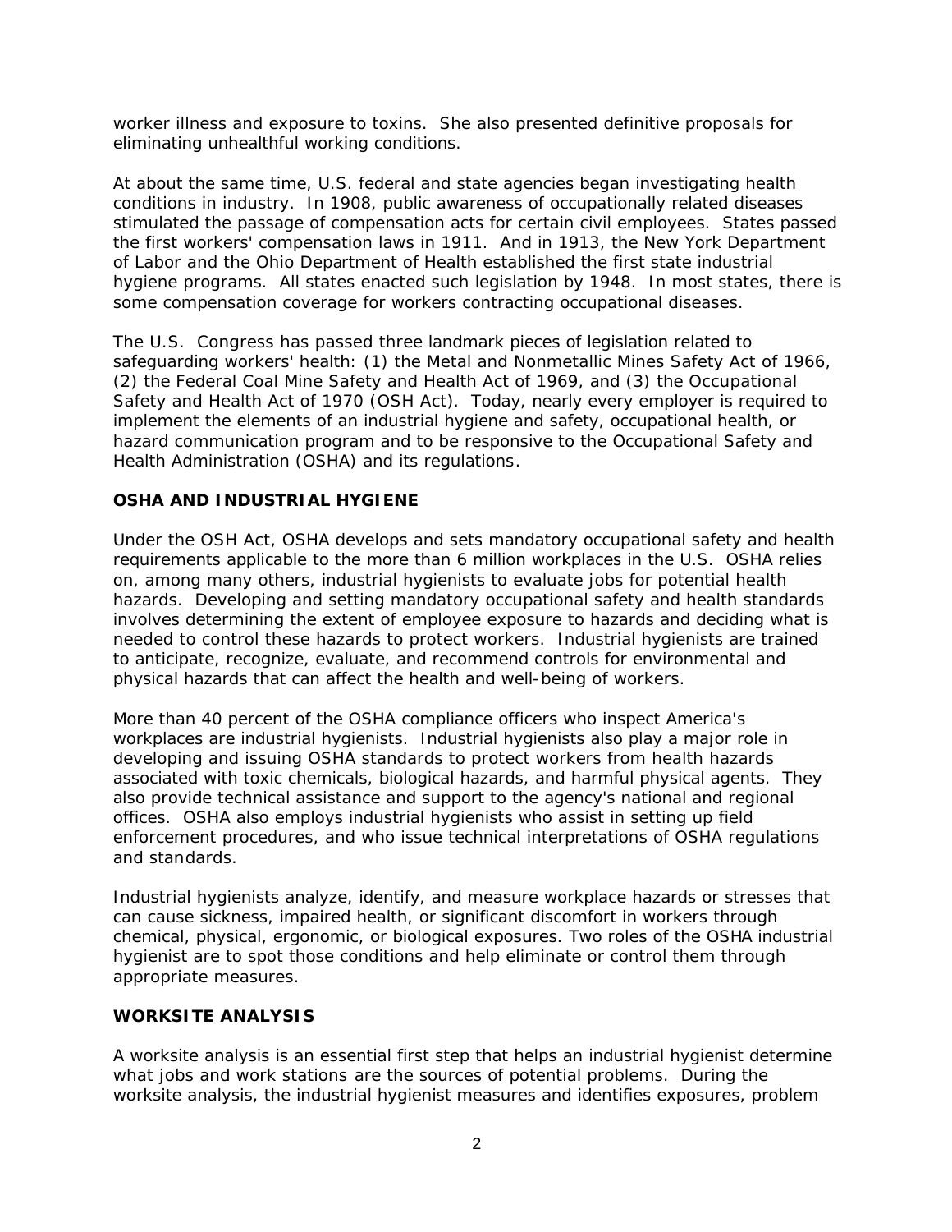worker illness and exposure to toxins. She also presented definitive proposals for eliminating unhealthful working conditions.

At about the same time, U.S. federal and state agencies began investigating health conditions in industry. In 1908, public awareness of occupationally related diseases stimulated the passage of compensation acts for certain civil employees. States passed the first workers' compensation laws in 1911. And in 1913, the New York Department of Labor and the Ohio Department of Health established the first state industrial hygiene programs. All states enacted such legislation by 1948. In most states, there is some compensation coverage for workers contracting occupational diseases.

The U.S. Congress has passed three landmark pieces of legislation related to safeguarding workers' health: (1) the Metal and Nonmetallic Mines Safety Act of 1966, (2) the Federal Coal Mine Safety and Health Act of 1969, and (3) the Occupational Safety and Health Act of 1970 (OSH Act). Today, nearly every employer is required to implement the elements of an industrial hygiene and safety, occupational health, or hazard communication program and to be responsive to the Occupational Safety and Health Administration (OSHA) and its regulations.

## OSHA AND INDUSTRIAL HYGIENE

Under the OSH Act, OSHA develops and sets mandatory occupational safety and health requirements applicable to the more than 6 million workplaces in the U.S. OSHA relies on, among many others, industrial hygienists to evaluate jobs for potential health hazards. Developing and setting mandatory occupational safety and health standards involves determining the extent of employee exposure to hazards and deciding what is needed to control these hazards to protect workers. Industrial hygienists are trained to anticipate, recognize, evaluate, and recommend controls for environmental and physical hazards that can affect the health and well-being of workers.

More than 40 percent of the OSHA compliance officers who inspect America's workplaces are industrial hygienists. Industrial hygienists also play a major role in developing and issuing OSHA standards to protect workers from health hazards associated with toxic chemicals, biological hazards, and harmful physical agents. They also provide technical assistance and support to the agency's national and regional offices. OSHA also employs industrial hygienists who assist in setting up field enforcement procedures, and who issue technical interpretations of OSHA regulations and standards.

Industrial hygienists analyze, identify, and measure workplace hazards or stresses that can cause sickness, impaired health, or significant discomfort in workers through chemical, physical, ergonomic, or biological exposures. Two roles of the OSHA industrial hygienist are to spot those conditions and help eliminate or control them through appropriate measures.

## WORKSITE ANALYSIS

A worksite analysis is an essential first step that helps an industrial hygienist determine what jobs and work stations are the sources of potential problems. During the worksite analysis, the industrial hygienist measures and identifies exposures, problem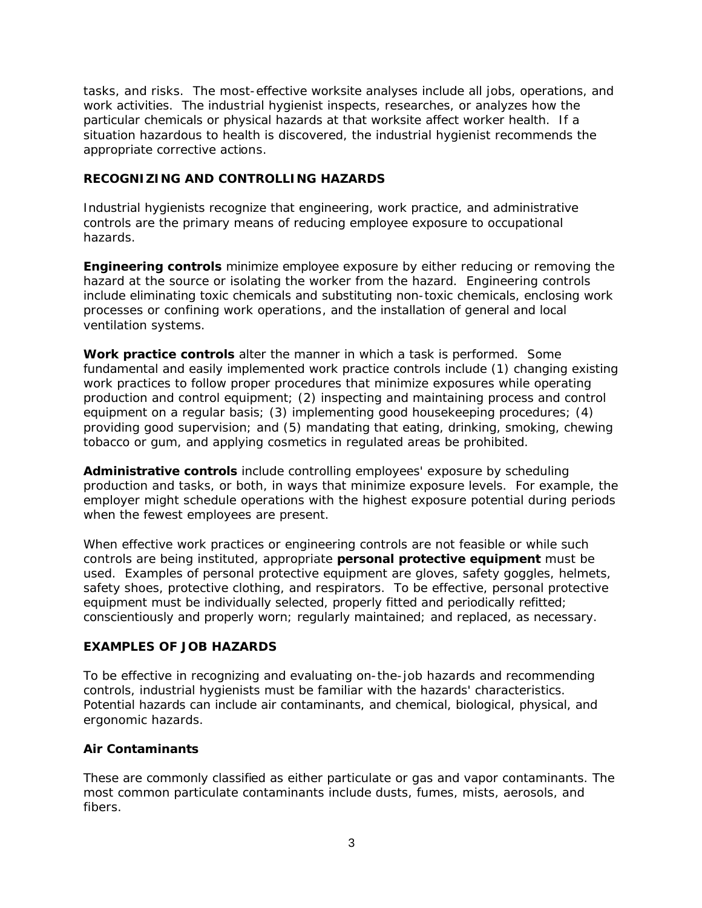tasks, and risks. The most-effective worksite analyses include all jobs, operations, and work activities. The industrial hygienist inspects, researches, or analyzes how the particular chemicals or physical hazards at that worksite affect worker health. If a situation hazardous to health is discovered, the industrial hygienist recommends the appropriate corrective actions.

## RECOGNIZING AND CONTROLLING HAZARDS

Industrial hygienists recognize that engineering, work practice, and administrative controls are the primary means of reducing employee exposure to occupational hazards.

**Engineering controls** minimize employee exposure by either reducing or removing the hazard at the source or isolating the worker from the hazard. Engineering controls include eliminating toxic chemicals and substituting non-toxic chemicals, enclosing work processes or confining work operations, and the installation of general and local ventilation systems.

**Work practice controls** alter the manner in which a task is performed. Some fundamental and easily implemented work practice controls include (1) changing existing work practices to follow proper procedures that minimize exposures while operating production and control equipment; (2) inspecting and maintaining process and control equipment on a regular basis; (3) implementing good housekeeping procedures; (4) providing good supervision; and (5) mandating that eating, drinking, smoking, chewing tobacco or gum, and applying cosmetics in regulated areas be prohibited.

**Administrative controls** include controlling employees' exposure by scheduling production and tasks, or both, in ways that minimize exposure levels. For example, the employer might schedule operations with the highest exposure potential during periods when the fewest employees are present.

When effective work practices or engineering controls are not feasible or while such controls are being instituted, appropriate **personal protective equipment** must be used. Examples of personal protective equipment are gloves, safety goggles, helmets, safety shoes, protective clothing, and respirators. To be effective, personal protective equipment must be individually selected, properly fitted and periodically refitted; conscientiously and properly worn; regularly maintained; and replaced, as necessary.

## EXAMPLES OF JOB HAZARDS

To be effective in recognizing and evaluating on-the-job hazards and recommending controls, industrial hygienists must be familiar with the hazards' characteristics. Potential hazards can include air contaminants, and chemical, biological, physical, and ergonomic hazards.

### Air Contaminants

These are commonly classified as either particulate or gas and vapor contaminants. The most common particulate contaminants include dusts, fumes, mists, aerosols, and fibers.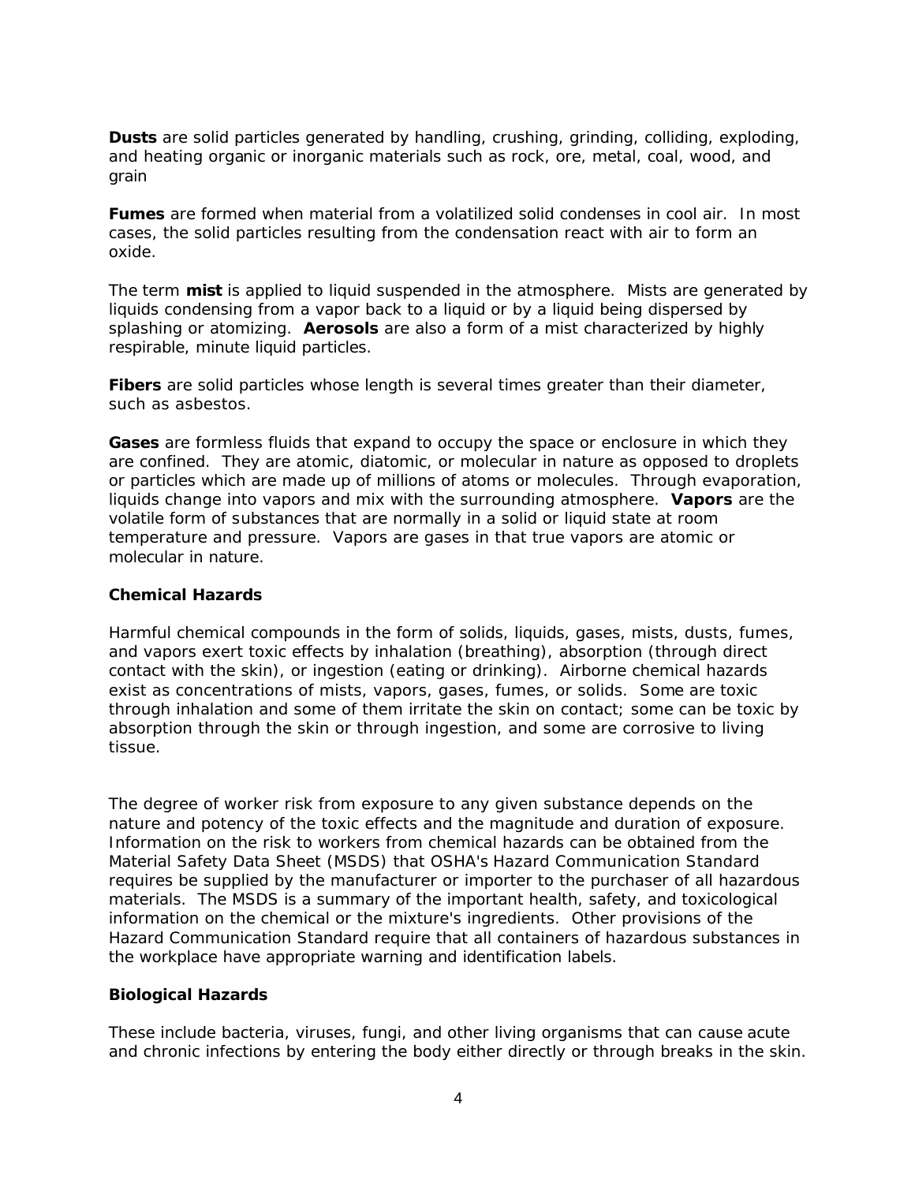**Dusts** are solid particles generated by handling, crushing, grinding, colliding, exploding, and heating organic or inorganic materials such as rock, ore, metal, coal, wood, and grain

**Fumes** are formed when material from a volatilized solid condenses in cool air. In most cases, the solid particles resulting from the condensation react with air to form an oxide.

The term **mist** is applied to liquid suspended in the atmosphere. Mists are generated by liquids condensing from a vapor back to a liquid or by a liquid being dispersed by splashing or atomizing. **Aerosols** are also a form of a mist characterized by highly respirable, minute liquid particles.

**Fibers** are solid particles whose length is several times greater than their diameter, such as asbestos.

**Gases** are formless fluids that expand to occupy the space or enclosure in which they are confined. They are atomic, diatomic, or molecular in nature as opposed to droplets or particles which are made up of millions of atoms or molecules. Through evaporation, liquids change into vapors and mix with the surrounding atmosphere. **Vapors** are the volatile form of substances that are normally in a solid or liquid state at room temperature and pressure. Vapors are gases in that true vapors are atomic or molecular in nature.

### Chemical Hazards

Harmful chemical compounds in the form of solids, liquids, gases, mists, dusts, fumes, and vapors exert toxic effects by inhalation (breathing), absorption (through direct contact with the skin), or ingestion (eating or drinking). Airborne chemical hazards exist as concentrations of mists, vapors, gases, fumes, or solids. Some are toxic through inhalation and some of them irritate the skin on contact; some can be toxic by absorption through the skin or through ingestion, and some are corrosive to living tissue.

The degree of worker risk from exposure to any given substance depends on the nature and potency of the toxic effects and the magnitude and duration of exposure. Information on the risk to workers from chemical hazards can be obtained from the Material Safety Data Sheet (MSDS) that OSHA's Hazard Communication Standard requires be supplied by the manufacturer or importer to the purchaser of all hazardous materials. The MSDS is a summary of the important health, safety, and toxicological information on the chemical or the mixture's ingredients. Other provisions of the Hazard Communication Standard require that all containers of hazardous substances in the workplace have appropriate warning and identification labels.

### Biological Hazards

These include bacteria, viruses, fungi, and other living organisms that can cause acute and chronic infections by entering the body either directly or through breaks in the skin.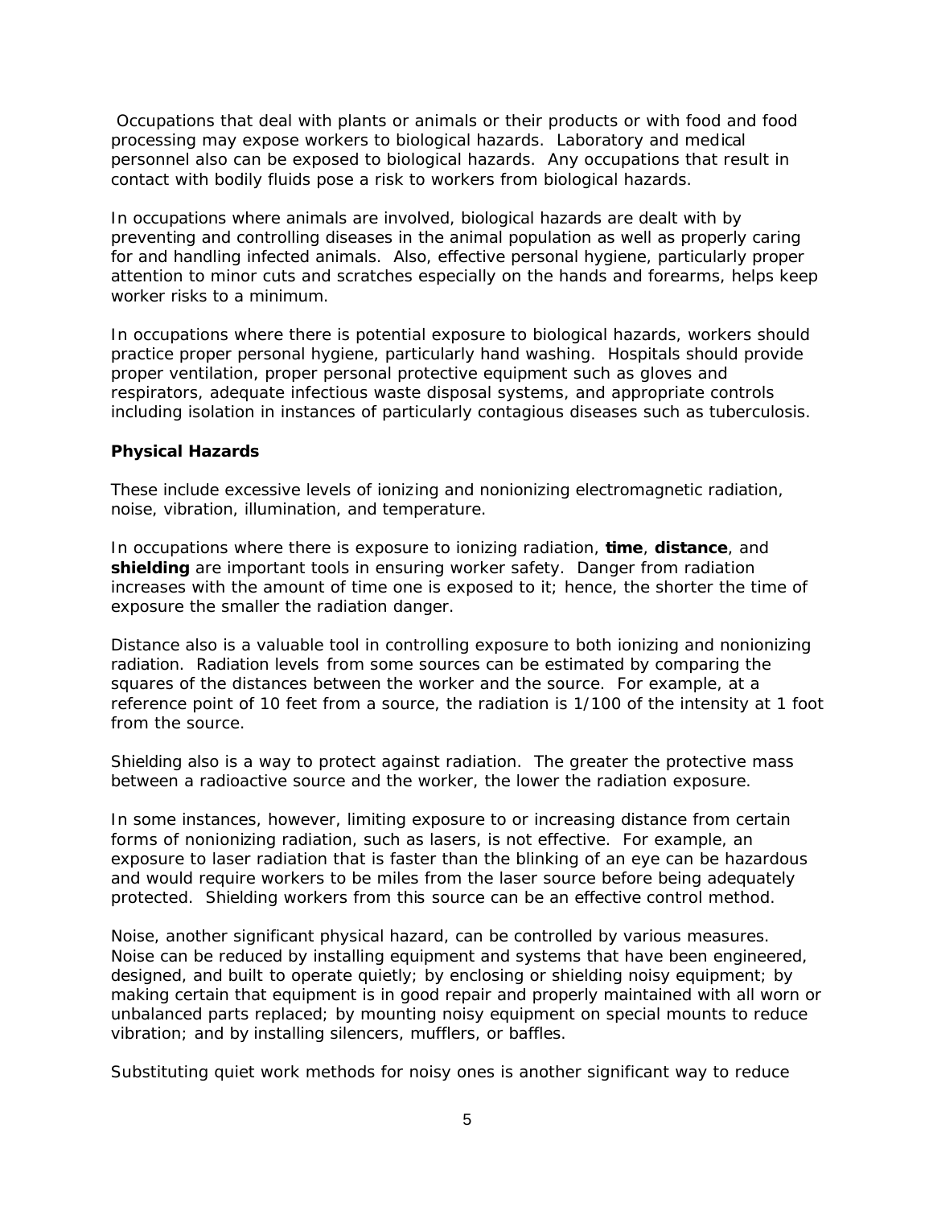Occupations that deal with plants or animals or their products or with food and food processing may expose workers to biological hazards. Laboratory and medical personnel also can be exposed to biological hazards. Any occupations that result in contact with bodily fluids pose a risk to workers from biological hazards.

In occupations where animals are involved, biological hazards are dealt with by preventing and controlling diseases in the animal population as well as properly caring for and handling infected animals. Also, effective personal hygiene, particularly proper attention to minor cuts and scratches especially on the hands and forearms, helps keep worker risks to a minimum.

In occupations where there is potential exposure to biological hazards, workers should practice proper personal hygiene, particularly hand washing. Hospitals should provide proper ventilation, proper personal protective equipment such as gloves and respirators, adequate infectious waste disposal systems, and appropriate controls including isolation in instances of particularly contagious diseases such as tuberculosis.

**Physical Hazards**

These include excessive levels of ionizing and nonionizing electromagnetic radiation, noise, vibration, illumination, and temperature.

In occupations where there is exposure to ionizing radiation, **time**, **distance**, and **shielding** are important tools in ensuring worker safety. Danger from radiation increases with the amount of time one is exposed to it; hence, the shorter the time of exposure the smaller the radiation danger.

Distance also is a valuable tool in controlling exposure to both ionizing and nonionizing radiation. Radiation levels from some sources can be estimated by comparing the squares of the distances between the worker and the source. For example, at a reference point of 10 feet from a source, the radiation is 1/100 of the intensity at 1 foot from the source.

Shielding also is a way to protect against radiation. The greater the protective mass between a radioactive source and the worker, the lower the radiation exposure.

In some instances, however, limiting exposure to or increasing distance from certain forms of nonionizing radiation, such as lasers, is not effective. For example, an exposure to laser radiation that is faster than the blinking of an eye can be hazardous and would require workers to be miles from the laser source before being adequately protected. Shielding workers from this source can be an effective control method.

Noise, another significant physical hazard, can be controlled by various measures. Noise can be reduced by installing equipment and systems that have been engineered, designed, and built to operate quietly; by enclosing or shielding noisy equipment; by making certain that equipment is in good repair and properly maintained with all worn or unbalanced parts replaced; by mounting noisy equipment on special mounts to reduce vibration; and by installing silencers, mufflers, or baffles.

Substituting quiet work methods for noisy ones is another significant way to reduce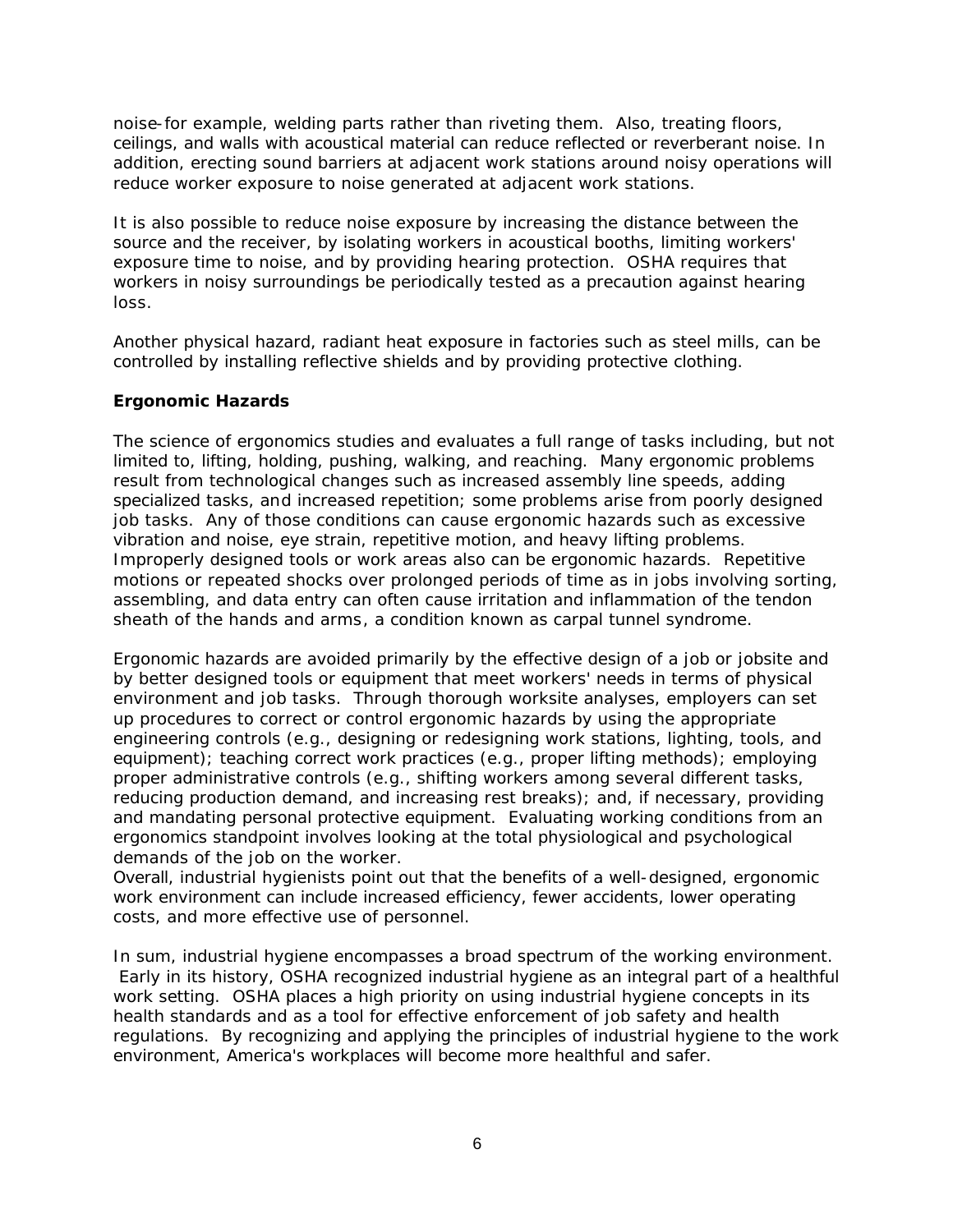noise-for example, welding parts rather than riveting them. Also, treating floors, ceilings, and walls with acoustical material can reduce reflected or reverberant noise. In addition, erecting sound barriers at adjacent work stations around noisy operations will reduce worker exposure to noise generated at adjacent work stations.

It is also possible to reduce noise exposure by increasing the distance between the source and the receiver, by isolating workers in acoustical booths, limiting workers' exposure time to noise, and by providing hearing protection. OSHA requires that workers in noisy surroundings be periodically tested as a precaution against hearing loss.

Another physical hazard, radiant heat exposure in factories such as steel mills, can be controlled by installing reflective shields and by providing protective clothing.

**Ergonomic Hazards**

The science of ergonomics studies and evaluates a full range of tasks including, but not limited to, lifting, holding, pushing, walking, and reaching. Many ergonomic problems result from technological changes such as increased assembly line speeds, adding specialized tasks, and increased repetition; some problems arise from poorly designed job tasks. Any of those conditions can cause ergonomic hazards such as excessive vibration and noise, eye strain, repetitive motion, and heavy lifting problems. Improperly designed tools or work areas also can be ergonomic hazards. Repetitive motions or repeated shocks over prolonged periods of time as in jobs involving sorting, assembling, and data entry can often cause irritation and inflammation of the tendon sheath of the hands and arms, a condition known as carpal tunnel syndrome.

Ergonomic hazards are avoided primarily by the effective design of a job or jobsite and by better designed tools or equipment that meet workers' needs in terms of physical environment and job tasks. Through thorough worksite analyses, employers can set up procedures to correct or control ergonomic hazards by using the appropriate engineering controls (e.g., designing or redesigning work stations, lighting, tools, and equipment); teaching correct work practices (e.g., proper lifting methods); employing proper administrative controls (e.g., shifting workers among several different tasks, reducing production demand, and increasing rest breaks); and, if necessary, providing and mandating personal protective equipment. Evaluating working conditions from an ergonomics standpoint involves looking at the total physiological and psychological demands of the job on the worker.
Overall, industrial hygienists point out that the benefits of a well-designed, ergonomic work environment can include increased efficiency, fewer accidents, lower operating costs, and more effective use of personnel.

In sum, industrial hygiene encompasses a broad spectrum of the working environment. Early in its history, OSHA recognized industrial hygiene as an integral part of a healthful work setting. OSHA places a high priority on using industrial hygiene concepts in its health standards and as a tool for effective enforcement of job safety and health regulations. By recognizing and applying the principles of industrial hygiene to the work environment, America's workplaces will become more healthful and safer.